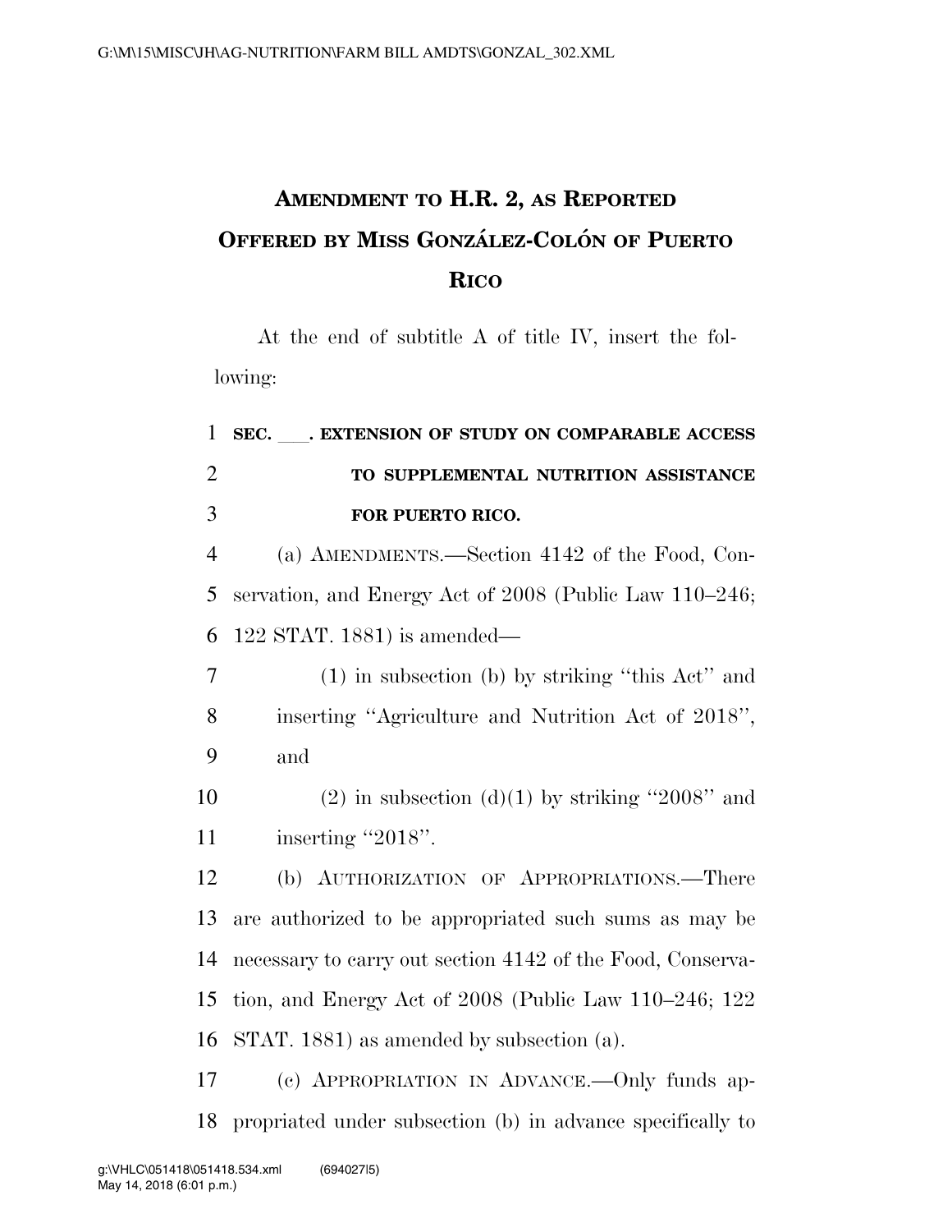# AMENDMENT TO H.R. 2, AS REPORTED OFFERED BY MISS GONZÁLEZ-COLÓN OF PUERTO RICO

At the end of subtitle A of title IV, insert the following:

**SEC. \_\_\_\_. EXTENSION OF STUDY ON COMPARABLE ACCESS TO SUPPLEMENTAL NUTRITION ASSISTANCE FOR PUERTO RICO.**

(a) AMENDMENTS.—Section 4142 of the Food, Conservation, and Energy Act of 2008 (Public Law 110–246; 122 STAT. 1881) is amended—

(1) in subsection (b) by striking "this Act" and inserting "Agriculture and Nutrition Act of 2018", and

(2) in subsection (d)(1) by striking "2008" and inserting "2018".

(b) AUTHORIZATION OF APPROPRIATIONS.—There are authorized to be appropriated such sums as may be necessary to carry out section 4142 of the Food, Conservation, and Energy Act of 2008 (Public Law 110–246; 122 STAT. 1881) as amended by subsection (a).

(c) APPROPRIATION IN ADVANCE.—Only funds appropriated under subsection (b) in advance specifically to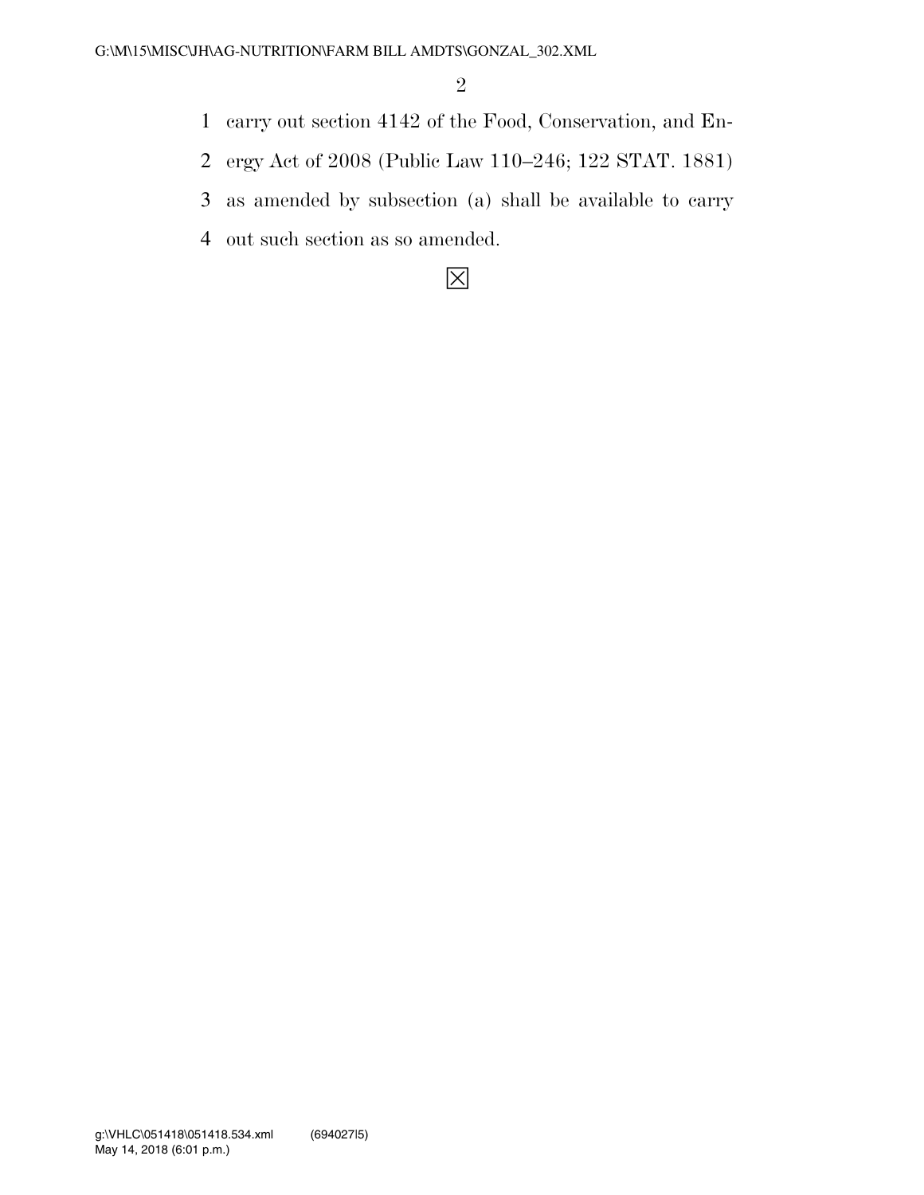carry out section 4142 of the Food, Conservation, and Energy Act of 2008 (Public Law 110–246; 122 STAT. 1881) as amended by subsection (a) shall be available to carry out such section as so amended.